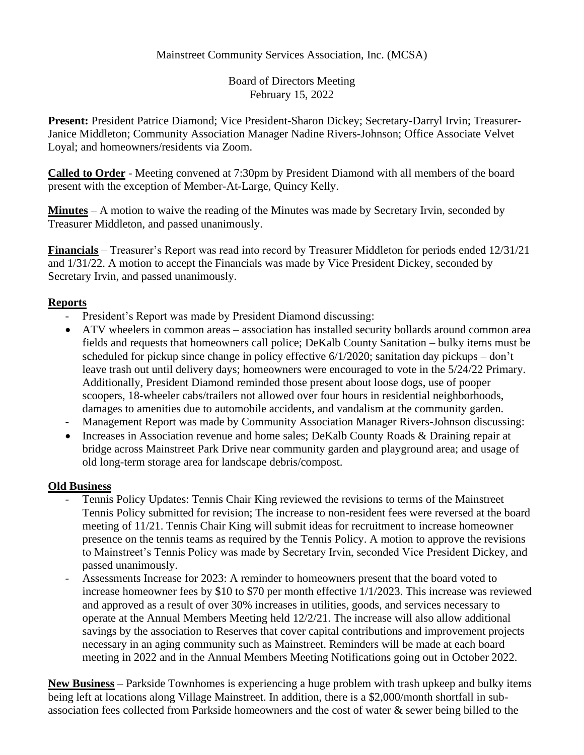Mainstreet Community Services Association, Inc. (MCSA)

Board of Directors Meeting
February 15, 2022

**Present:** President Patrice Diamond; Vice President-Sharon Dickey; Secretary-Darryl Irvin; Treasurer-Janice Middleton; Community Association Manager Nadine Rivers-Johnson; Office Associate Velvet Loyal; and homeowners/residents via Zoom.

**Called to Order** - Meeting convened at 7:30pm by President Diamond with all members of the board present with the exception of Member-At-Large, Quincy Kelly.

**Minutes** – A motion to waive the reading of the Minutes was made by Secretary Irvin, seconded by Treasurer Middleton, and passed unanimously.

**Financials** – Treasurer's Report was read into record by Treasurer Middleton for periods ended 12/31/21 and 1/31/22. A motion to accept the Financials was made by Vice President Dickey, seconded by Secretary Irvin, and passed unanimously.

**Reports**

- President's Report was made by President Diamond discussing:
  - ATV wheelers in common areas – association has installed security bollards around common area fields and requests that homeowners call police; DeKalb County Sanitation – bulky items must be scheduled for pickup since change in policy effective 6/1/2020; sanitation day pickups – don't leave trash out until delivery days; homeowners were encouraged to vote in the 5/24/22 Primary. Additionally, President Diamond reminded those present about loose dogs, use of pooper scoopers, 18-wheeler cabs/trailers not allowed over four hours in residential neighborhoods, damages to amenities due to automobile accidents, and vandalism at the community garden.
- Management Report was made by Community Association Manager Rivers-Johnson discussing:
  - Increases in Association revenue and home sales; DeKalb County Roads & Draining repair at bridge across Mainstreet Park Drive near community garden and playground area; and usage of old long-term storage area for landscape debris/compost.

**Old Business**

- Tennis Policy Updates: Tennis Chair King reviewed the revisions to terms of the Mainstreet Tennis Policy submitted for revision; The increase to non-resident fees were reversed at the board meeting of 11/21. Tennis Chair King will submit ideas for recruitment to increase homeowner presence on the tennis teams as required by the Tennis Policy. A motion to approve the revisions to Mainstreet's Tennis Policy was made by Secretary Irvin, seconded Vice President Dickey, and passed unanimously.
- Assessments Increase for 2023: A reminder to homeowners present that the board voted to increase homeowner fees by $10 to $70 per month effective 1/1/2023. This increase was reviewed and approved as a result of over 30% increases in utilities, goods, and services necessary to operate at the Annual Members Meeting held 12/2/21. The increase will also allow additional savings by the association to Reserves that cover capital contributions and improvement projects necessary in an aging community such as Mainstreet. Reminders will be made at each board meeting in 2022 and in the Annual Members Meeting Notifications going out in October 2022.

**New Business** – Parkside Townhomes is experiencing a huge problem with trash upkeep and bulky items being left at locations along Village Mainstreet. In addition, there is a $2,000/month shortfall in sub-association fees collected from Parkside homeowners and the cost of water & sewer being billed to the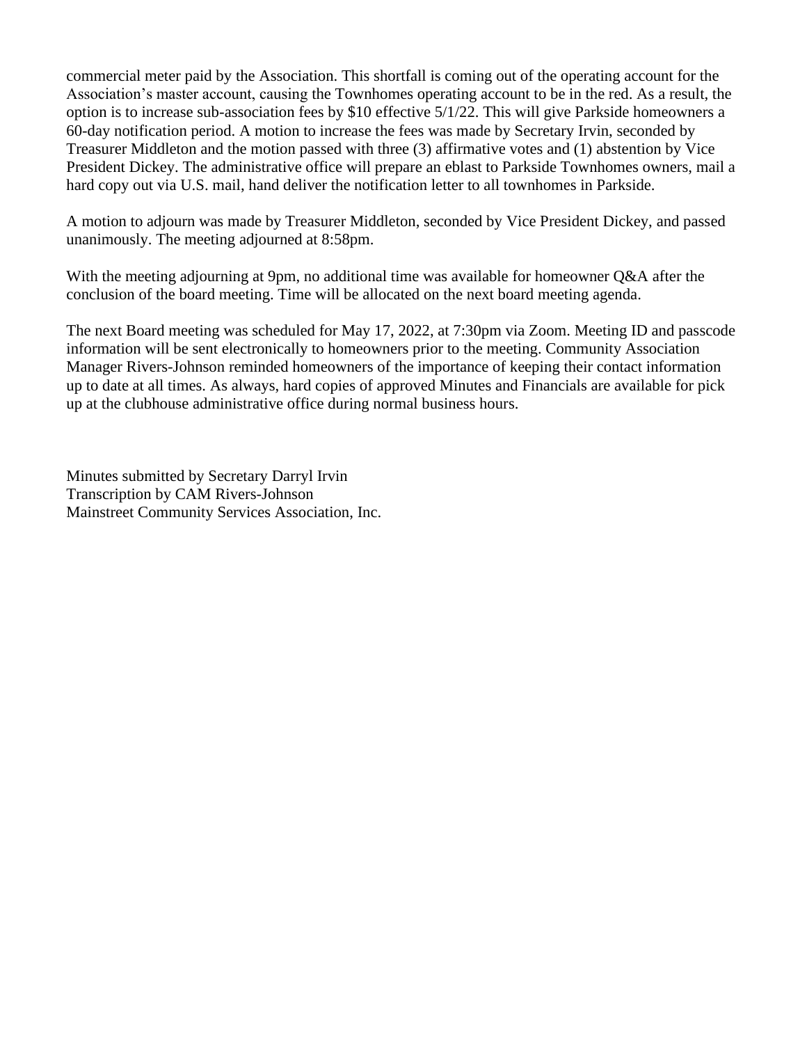commercial meter paid by the Association. This shortfall is coming out of the operating account for the Association's master account, causing the Townhomes operating account to be in the red. As a result, the option is to increase sub-association fees by $10 effective 5/1/22. This will give Parkside homeowners a 60-day notification period. A motion to increase the fees was made by Secretary Irvin, seconded by Treasurer Middleton and the motion passed with three (3) affirmative votes and (1) abstention by Vice President Dickey. The administrative office will prepare an eblast to Parkside Townhomes owners, mail a hard copy out via U.S. mail, hand deliver the notification letter to all townhomes in Parkside.

A motion to adjourn was made by Treasurer Middleton, seconded by Vice President Dickey, and passed unanimously. The meeting adjourned at 8:58pm.

With the meeting adjourning at 9pm, no additional time was available for homeowner Q&A after the conclusion of the board meeting. Time will be allocated on the next board meeting agenda.

The next Board meeting was scheduled for May 17, 2022, at 7:30pm via Zoom. Meeting ID and passcode information will be sent electronically to homeowners prior to the meeting. Community Association Manager Rivers-Johnson reminded homeowners of the importance of keeping their contact information up to date at all times. As always, hard copies of approved Minutes and Financials are available for pick up at the clubhouse administrative office during normal business hours.

Minutes submitted by Secretary Darryl Irvin
Transcription by CAM Rivers-Johnson
Mainstreet Community Services Association, Inc.